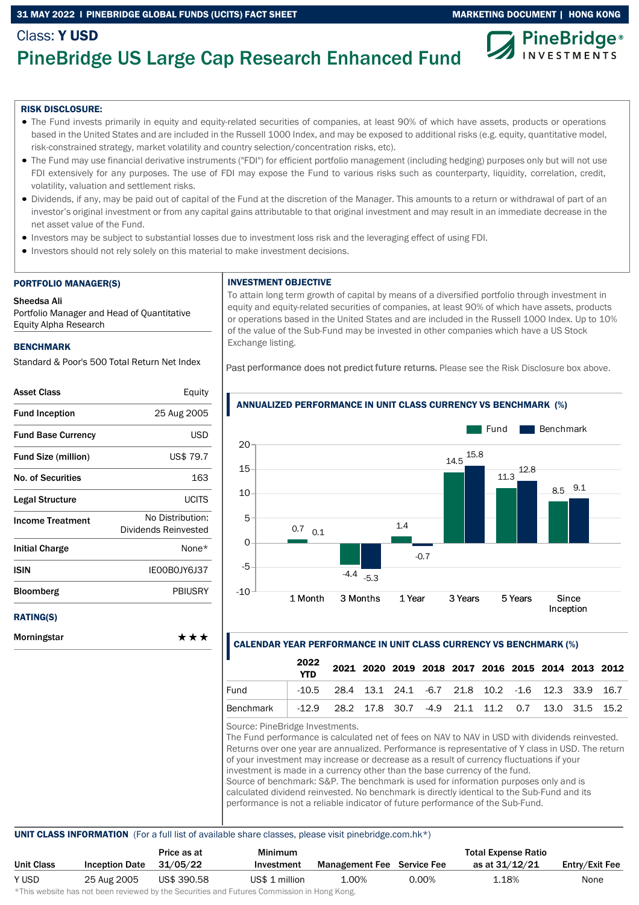31 MAY 2022 | PINEBRIDGE GLOBAL FUNDS (UCITS) FACT SHEET

MARKETING DOCUMENT | HONG KONG

Class: **Y USD**

# PineBridge US Large Cap Research Enhanced Fund

PineBridge INVESTMENTS

**RISK DISCLOSURE:**

- The Fund invests primarily in equity and equity-related securities of companies, at least 90% of which have assets, products or operations based in the United States and are included in the Russell 1000 Index, and may be exposed to additional risks (e.g. equity, quantitative model, risk-constrained strategy, market volatility and country selection/concentration risks, etc).
- The Fund may use financial derivative instruments ("FDI") for efficient portfolio management (including hedging) purposes only but will not use FDI extensively for any purposes. The use of FDI may expose the Fund to various risks such as counterparty, liquidity, correlation, credit, volatility, valuation and settlement risks.
- Dividends, if any, may be paid out of capital of the Fund at the discretion of the Manager. This amounts to a return or withdrawal of part of an investor's original investment or from any capital gains attributable to that original investment and may result in an immediate decrease in the net asset value of the Fund.
- Investors may be subject to substantial losses due to investment loss risk and the leveraging effect of using FDI.
- Investors should not rely solely on this material to make investment decisions.

## PORTFOLIO MANAGER(S)

**Sheedsa Ali**
Portfolio Manager and Head of Quantitative Equity Alpha Research

## BENCHMARK

Standard & Poor's 500 Total Return Net Index

| | |
|---|---|
| **Asset Class** | Equity |
| **Fund Inception** | 25 Aug 2005 |
| **Fund Base Currency** | USD |
| **Fund Size (million)** | US$ 79.7 |
| **No. of Securities** | 163 |
| **Legal Structure** | UCITS |
| **Income Treatment** | No Distribution: Dividends Reinvested |
| **Initial Charge** | None* |
| **ISIN** | IE00B0JY6J37 |
| **Bloomberg** | PBIUSRY |

## RATING(S)

| | |
|---|---|
| **Morningstar** | ★★★ |

## INVESTMENT OBJECTIVE

To attain long term growth of capital by means of a diversified portfolio through investment in equity and equity-related securities of companies, at least 90% of which have assets, products or operations based in the United States and are included in the Russell 1000 Index. Up to 10% of the value of the Sub-Fund may be invested in other companies which have a US Stock Exchange listing.

Past performance does not predict future returns. Please see the Risk Disclosure box above.

## ANNUALIZED PERFORMANCE IN UNIT CLASS CURRENCY VS BENCHMARK (%)

| | 1 Month | 3 Months | 1 Year | 3 Years | 5 Years | Since Inception |
|---|---|---|---|---|---|---|
| Fund | 0.7 | -4.4 | 1.4 | 14.5 | 11.3 | 8.5 |
| Benchmark | 0.1 | -5.3 | -0.7 | 15.8 | 12.8 | 9.1 |

## CALENDAR YEAR PERFORMANCE IN UNIT CLASS CURRENCY VS BENCHMARK (%)

| | 2022 YTD | 2021 | 2020 | 2019 | 2018 | 2017 | 2016 | 2015 | 2014 | 2013 | 2012 |
|---|---|---|---|---|---|---|---|---|---|---|---|
| Fund | -10.5 | 28.4 | 13.1 | 24.1 | -6.7 | 21.8 | 10.2 | -1.6 | 12.3 | 33.9 | 16.7 |
| Benchmark | -12.9 | 28.2 | 17.8 | 30.7 | -4.9 | 21.1 | 11.2 | 0.7 | 13.0 | 31.5 | 15.2 |

Source: PineBridge Investments.
The Fund performance is calculated net of fees on NAV to NAV in USD with dividends reinvested. Returns over one year are annualized. Performance is representative of Y class in USD. The return of your investment may increase or decrease as a result of currency fluctuations if your investment is made in a currency other than the base currency of the fund.
Source of benchmark: S&P. The benchmark is used for information purposes only and is calculated dividend reinvested. No benchmark is directly identical to the Sub-Fund and its performance is not a reliable indicator of future performance of the Sub-Fund.

## UNIT CLASS INFORMATION (For a full list of available share classes, please visit pinebridge.com.hk*)

| Unit Class | Inception Date | Price as at 31/05/22 | Minimum Investment | Management Fee | Service Fee | Total Expense Ratio as at 31/12/21 | Entry/Exit Fee |
|---|---|---|---|---|---|---|---|
| Y USD | 25 Aug 2005 | US$ 390.58 | US$ 1 million | 1.00% | 0.00% | 1.18% | None |

*This website has not been reviewed by the Securities and Futures Commission in Hong Kong.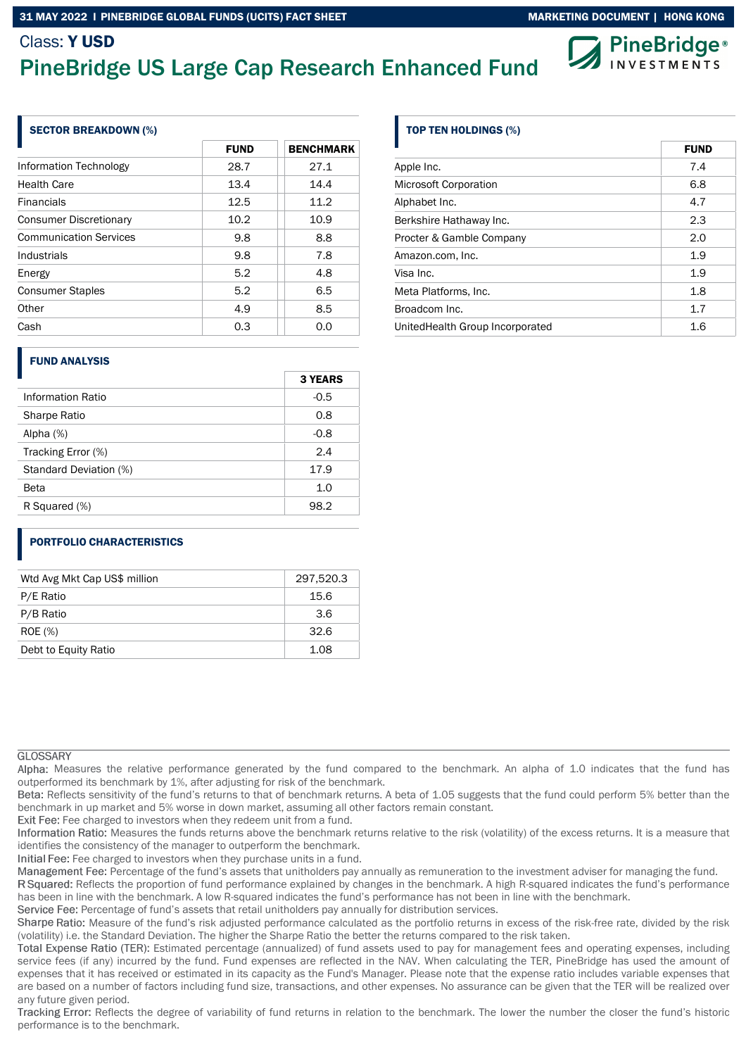Class: **Y USD**

# PineBridge US Large Cap Research Enhanced Fund

## SECTOR BREAKDOWN (%)

| | FUND | BENCHMARK |
|---|---|---|
| Information Technology | 28.7 | 27.1 |
| Health Care | 13.4 | 14.4 |
| Financials | 12.5 | 11.2 |
| Consumer Discretionary | 10.2 | 10.9 |
| Communication Services | 9.8 | 8.8 |
| Industrials | 9.8 | 7.8 |
| Energy | 5.2 | 4.8 |
| Consumer Staples | 5.2 | 6.5 |
| Other | 4.9 | 8.5 |
| Cash | 0.3 | 0.0 |

## FUND ANALYSIS

| | 3 YEARS |
|---|---|
| Information Ratio | -0.5 |
| Sharpe Ratio | 0.8 |
| Alpha (%) | -0.8 |
| Tracking Error (%) | 2.4 |
| Standard Deviation (%) | 17.9 |
| Beta | 1.0 |
| R Squared (%) | 98.2 |

## PORTFOLIO CHARACTERISTICS

| | |
|---|---|
| Wtd Avg Mkt Cap US$ million | 297,520.3 |
| P/E Ratio | 15.6 |
| P/B Ratio | 3.6 |
| ROE (%) | 32.6 |
| Debt to Equity Ratio | 1.08 |

## TOP TEN HOLDINGS (%)

| | FUND |
|---|---|
| Apple Inc. | 7.4 |
| Microsoft Corporation | 6.8 |
| Alphabet Inc. | 4.7 |
| Berkshire Hathaway Inc. | 2.3 |
| Procter & Gamble Company | 2.0 |
| Amazon.com, Inc. | 1.9 |
| Visa Inc. | 1.9 |
| Meta Platforms, Inc. | 1.8 |
| Broadcom Inc. | 1.7 |
| UnitedHealth Group Incorporated | 1.6 |

GLOSSARY

Alpha: Measures the relative performance generated by the fund compared to the benchmark. An alpha of 1.0 indicates that the fund has outperformed its benchmark by 1%, after adjusting for risk of the benchmark.

Beta: Reflects sensitivity of the fund's returns to that of benchmark returns. A beta of 1.05 suggests that the fund could perform 5% better than the benchmark in up market and 5% worse in down market, assuming all other factors remain constant.

Exit Fee: Fee charged to investors when they redeem unit from a fund.

Information Ratio: Measures the funds returns above the benchmark returns relative to the risk (volatility) of the excess returns. It is a measure that identifies the consistency of the manager to outperform the benchmark.

Initial Fee: Fee charged to investors when they purchase units in a fund.

Management Fee: Percentage of the fund's assets that unitholders pay annually as remuneration to the investment adviser for managing the fund.

R Squared: Reflects the proportion of fund performance explained by changes in the benchmark. A high R-squared indicates the fund's performance has been in line with the benchmark. A low R-squared indicates the fund's performance has not been in line with the benchmark.

Service Fee: Percentage of fund's assets that retail unitholders pay annually for distribution services.

Sharpe Ratio: Measure of the fund's risk adjusted performance calculated as the portfolio returns in excess of the risk-free rate, divided by the risk (volatility) i.e. the Standard Deviation. The higher the Sharpe Ratio the better the returns compared to the risk taken.

Total Expense Ratio (TER): Estimated percentage (annualized) of fund assets used to pay for management fees and operating expenses, including service fees (if any) incurred by the fund. Fund expenses are reflected in the NAV. When calculating the TER, PineBridge has used the amount of expenses that it has received or estimated in its capacity as the Fund's Manager. Please note that the expense ratio includes variable expenses that are based on a number of factors including fund size, transactions, and other expenses. No assurance can be given that the TER will be realized over any future given period.

Tracking Error: Reflects the degree of variability of fund returns in relation to the benchmark. The lower the number the closer the fund's historic performance is to the benchmark.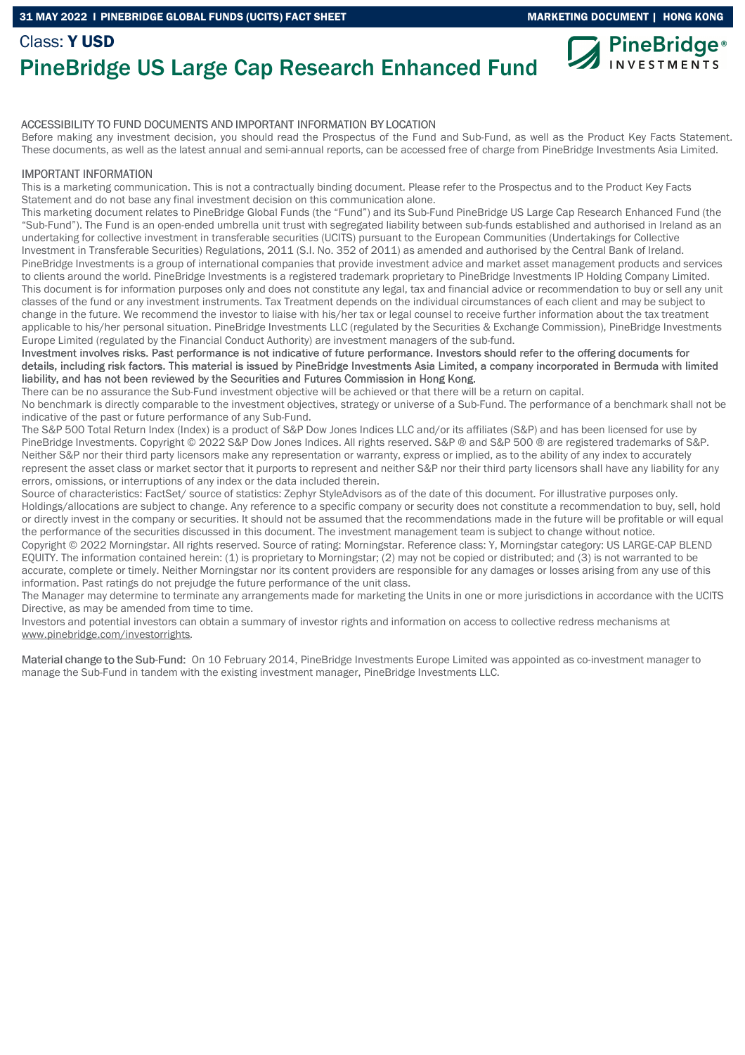Class: **Y USD**

# PineBridge US Large Cap Research Enhanced Fund

ACCESSIBILITY TO FUND DOCUMENTS AND IMPORTANT INFORMATION BY LOCATION

Before making any investment decision, you should read the Prospectus of the Fund and Sub-Fund, as well as the Product Key Facts Statement. These documents, as well as the latest annual and semi-annual reports, can be accessed free of charge from PineBridge Investments Asia Limited.

IMPORTANT INFORMATION

This is a marketing communication. This is not a contractually binding document. Please refer to the Prospectus and to the Product Key Facts Statement and do not base any final investment decision on this communication alone.

This marketing document relates to PineBridge Global Funds (the "Fund") and its Sub-Fund PineBridge US Large Cap Research Enhanced Fund (the "Sub-Fund"). The Fund is an open-ended umbrella unit trust with segregated liability between sub-funds established and authorised in Ireland as an undertaking for collective investment in transferable securities (UCITS) pursuant to the European Communities (Undertakings for Collective Investment in Transferable Securities) Regulations, 2011 (S.I. No. 352 of 2011) as amended and authorised by the Central Bank of Ireland.

PineBridge Investments is a group of international companies that provide investment advice and market asset management products and services to clients around the world. PineBridge Investments is a registered trademark proprietary to PineBridge Investments IP Holding Company Limited. This document is for information purposes only and does not constitute any legal, tax and financial advice or recommendation to buy or sell any unit classes of the fund or any investment instruments. Tax Treatment depends on the individual circumstances of each client and may be subject to change in the future. We recommend the investor to liaise with his/her tax or legal counsel to receive further information about the tax treatment applicable to his/her personal situation. PineBridge Investments LLC (regulated by the Securities & Exchange Commission), PineBridge Investments Europe Limited (regulated by the Financial Conduct Authority) are investment managers of the sub-fund.

**Investment involves risks. Past performance is not indicative of future performance. Investors should refer to the offering documents for details, including risk factors. This material is issued by PineBridge Investments Asia Limited, a company incorporated in Bermuda with limited liability, and has not been reviewed by the Securities and Futures Commission in Hong Kong.**

There can be no assurance the Sub-Fund investment objective will be achieved or that there will be a return on capital.

No benchmark is directly comparable to the investment objectives, strategy or universe of a Sub-Fund. The performance of a benchmark shall not be indicative of the past or future performance of any Sub-Fund.

The S&P 500 Total Return Index (Index) is a product of S&P Dow Jones Indices LLC and/or its affiliates (S&P) and has been licensed for use by PineBridge Investments. Copyright © 2022 S&P Dow Jones Indices. All rights reserved. S&P ® and S&P 500 ® are registered trademarks of S&P. Neither S&P nor their third party licensors make any representation or warranty, express or implied, as to the ability of any index to accurately represent the asset class or market sector that it purports to represent and neither S&P nor their third party licensors shall have any liability for any errors, omissions, or interruptions of any index or the data included therein.

Source of characteristics: FactSet/ source of statistics: Zephyr StyleAdvisors as of the date of this document. For illustrative purposes only. Holdings/allocations are subject to change. Any reference to a specific company or security does not constitute a recommendation to buy, sell, hold or directly invest in the company or securities. It should not be assumed that the recommendations made in the future will be profitable or will equal the performance of the securities discussed in this document. The investment management team is subject to change without notice.

Copyright © 2022 Morningstar. All rights reserved. Source of rating: Morningstar. Reference class: Y, Morningstar category: US LARGE-CAP BLEND EQUITY. The information contained herein: (1) is proprietary to Morningstar; (2) may not be copied or distributed; and (3) is not warranted to be accurate, complete or timely. Neither Morningstar nor its content providers are responsible for any damages or losses arising from any use of this information. Past ratings do not prejudge the future performance of the unit class.

The Manager may determine to terminate any arrangements made for marketing the Units in one or more jurisdictions in accordance with the UCITS Directive, as may be amended from time to time.

Investors and potential investors can obtain a summary of investor rights and information on access to collective redress mechanisms at www.pinebridge.com/investorrights.

Material change to the Sub-Fund: On 10 February 2014, PineBridge Investments Europe Limited was appointed as co-investment manager to manage the Sub-Fund in tandem with the existing investment manager, PineBridge Investments LLC.